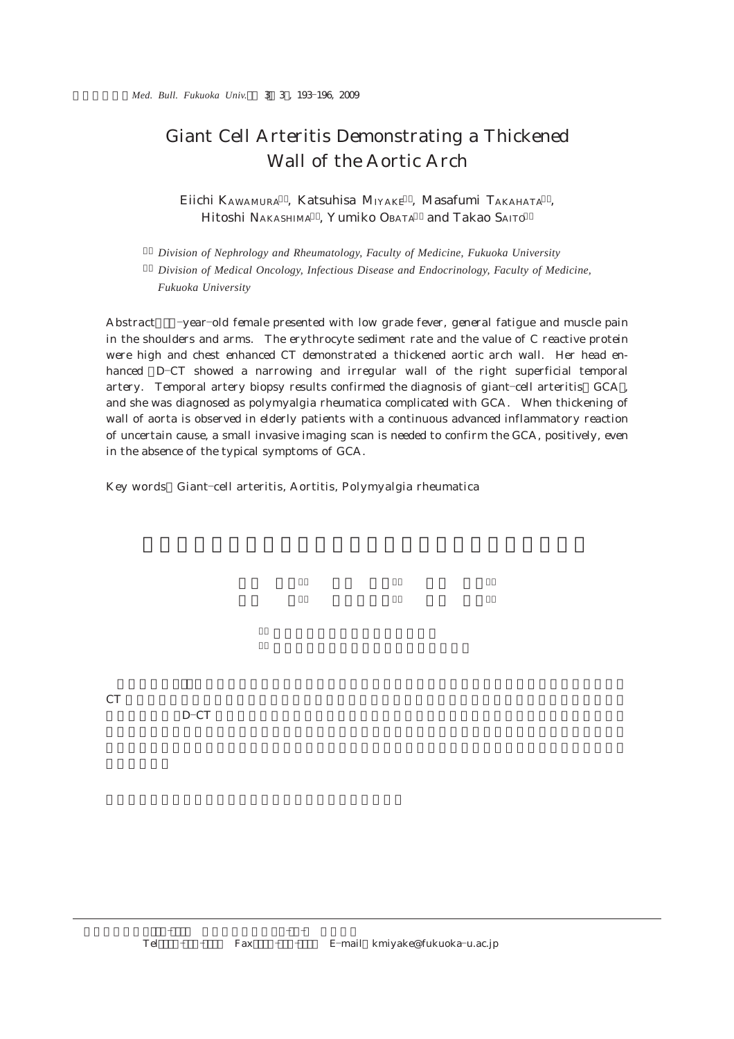# Giant Cell Arteritis Demonstrating a Thickened Wall of the Aortic Arch

Eiichi KAWAMURA, Katsuhisa MIYAKE, Masafumi TAKAHATA, Hitoshi NAKASHIMA, Yumiko OBATA and Takao SAITO

*Division of Nephrology and Rheumatology, Faculty of Medicine, Fukuoka University*

*Division of Medical Oncology, Infectious Disease and Endocrinology, Faculty of Medicine, Fukuoka University*

**Abstract** -year-old female presented with low grade fever, general fatigue and muscle pain in the shoulders and arms. The erythrocyte sediment rate and the value of C reactive protein were high and chest enhanced CT demonstrated a thickened aortic arch wall. Her head enhanced D-CT showed a narrowing and irregular wall of the right superficial temporal artery. Temporal artery biopsy results confirmed the diagnosis of giant-cell arteritis GCA, and she was diagnosed as polymyalgia rheumatica complicated with GCA. When thickening of wall of aorta is observed in elderly patients with a continuous advanced inflammatory reaction of uncertain cause, a small invasive imaging scan is needed to confirm the GCA, positively, even in the absence of the typical symptoms of GCA.

**Key words** Giant-cell arteritis, Aortitis, Polymyalgia rheumatica

CT

D-CT

Tel Fax E-mail kmiyake@fukuoka-u.ac.jp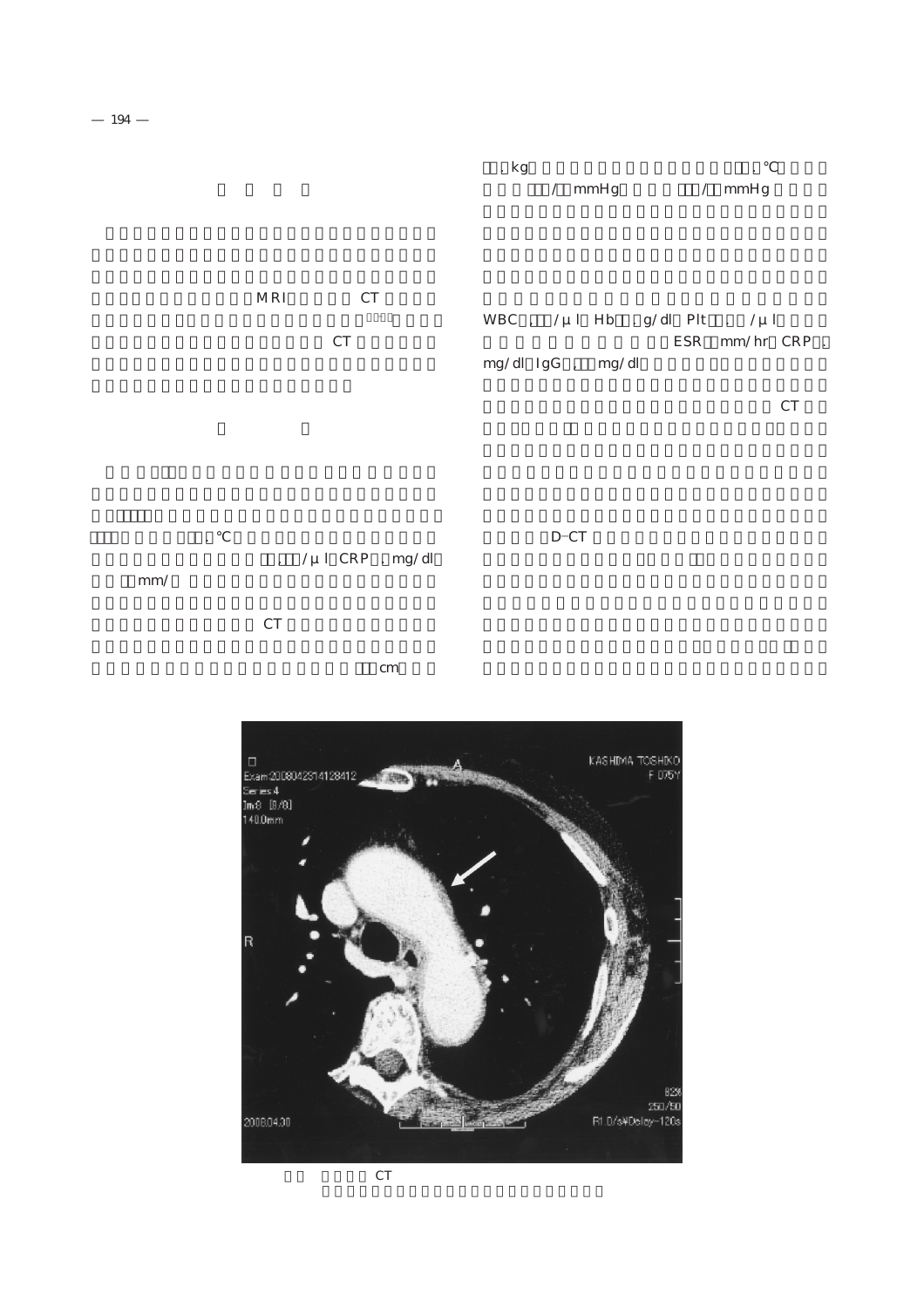MRI CT

CT

℃

/μl CRP mg/dl

mm/

CT

cm

kg ℃

/ mmHg / mmHg

WBC /μl Hb g/dl Plt /μl

ESR mm/hr CRP

mg/dl IgG mg/dl

CT

D–CT

CT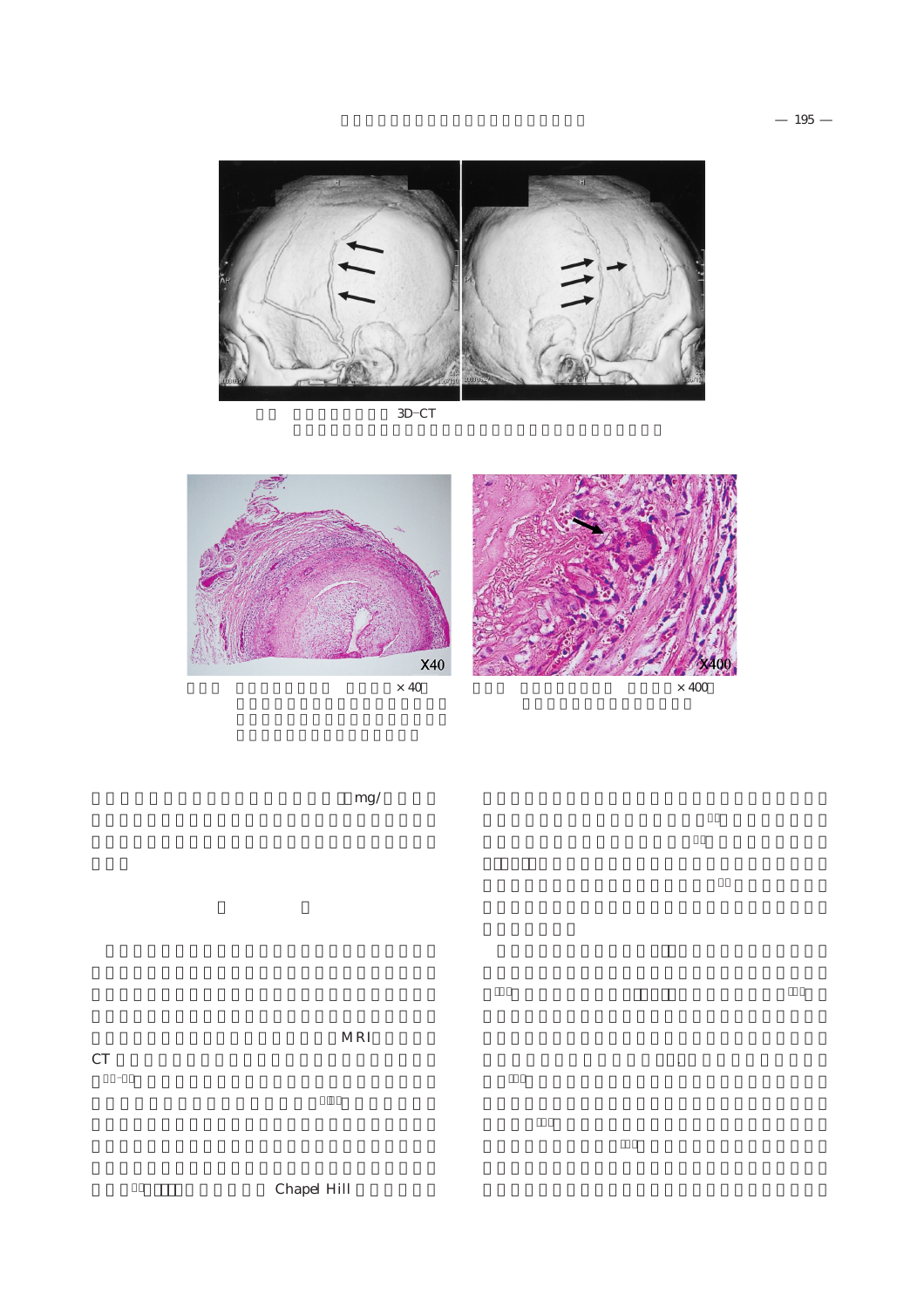3D-CT

X40

X400

×40

×400

mg/

MRI

CT

Chapel Hill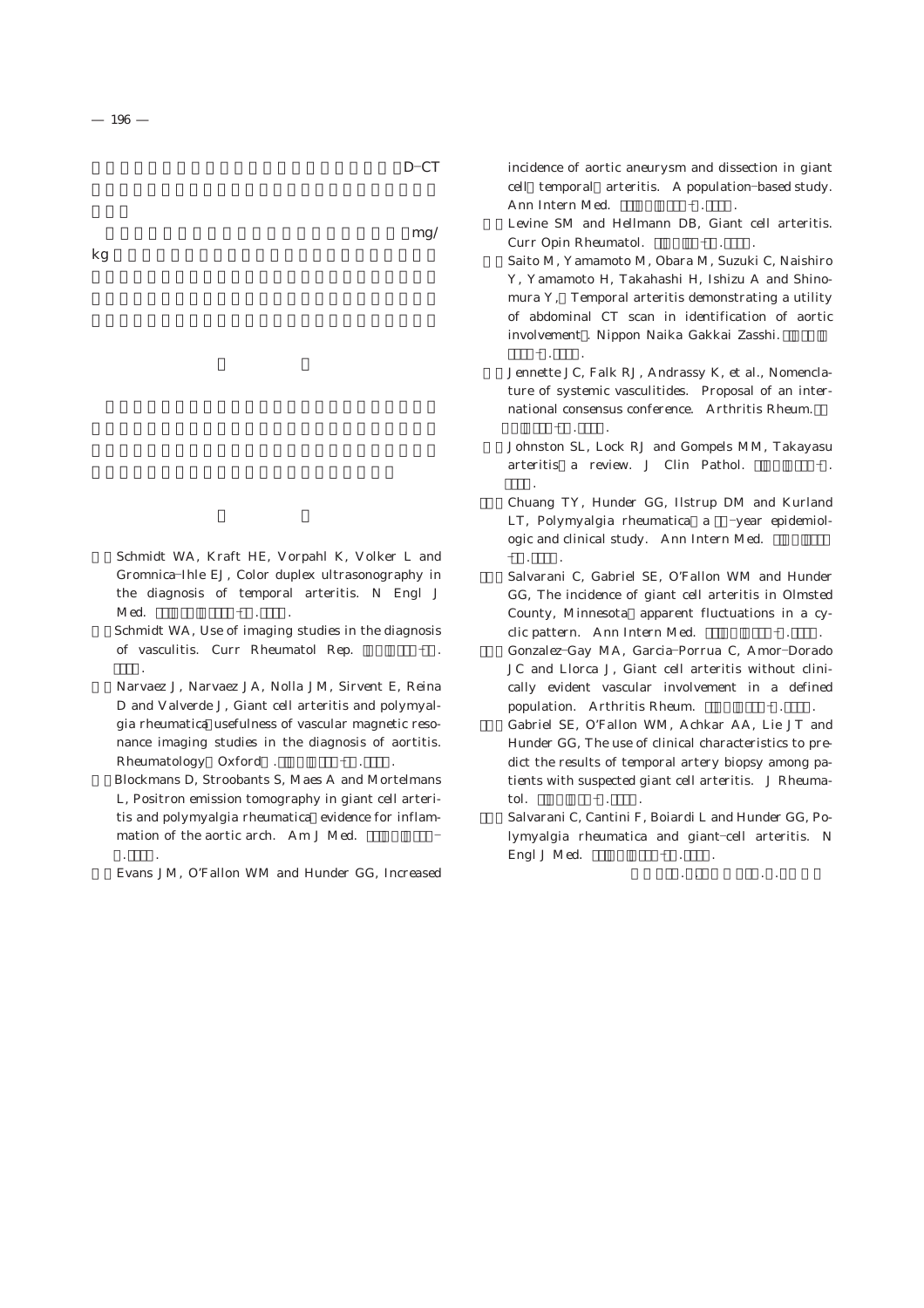D-CT

mg/kg

1. Schmidt WA, Kraft HE, Vorpahl K, Volker L and Gromnica-Ihle EJ, Color duplex ultrasonography in the diagnosis of temporal arteritis. N Engl J Med.
2. Schmidt WA, Use of imaging studies in the diagnosis of vasculitis. Curr Rheumatol Rep.
3. Narvaez J, Narvaez JA, Nolla JM, Sirvent E, Reina D and Valverde J, Giant cell arteritis and polymyalgia rheumatica: usefulness of vascular magnetic resonance imaging studies in the diagnosis of aortitis. Rheumatology (Oxford).
4. Blockmans D, Stroobants S, Maes A and Mortelmans L, Positron emission tomography in giant cell arteritis and polymyalgia rheumatica: evidence for inflammation of the aortic arch. Am J Med.
5. Evans JM, O'Fallon WM and Hunder GG, Increased incidence of aortic aneurysm and dissection in giant cell (temporal) arteritis. A population-based study. Ann Intern Med.
6. Levine SM and Hellmann DB, Giant cell arteritis. Curr Opin Rheumatol.
7. Saito M, Yamamoto M, Obara M, Suzuki C, Naishiro Y, Yamamoto H, Takahashi H, Ishizu A and Shinomura Y, Temporal arteritis demonstrating a utility of abdominal CT scan in identification of aortic involvement. Nippon Naika Gakkai Zasshi.
8. Jennette JC, Falk RJ, Andrassy K, et al., Nomenclature of systemic vasculitides. Proposal of an international consensus conference. Arthritis Rheum.
9. Johnston SL, Lock RJ and Gompels MM, Takayasu arteritis: a review. J Clin Pathol.
10. Chuang TY, Hunder GG, Ilstrup DM and Kurland LT, Polymyalgia rheumatica: a -year epidemiologic and clinical study. Ann Intern Med.
11. Salvarani C, Gabriel SE, O'Fallon WM and Hunder GG, The incidence of giant cell arteritis in Olmsted County, Minnesota: apparent fluctuations in a cyclic pattern. Ann Intern Med.
12. Gonzalez-Gay MA, Garcia-Porrua C, Amor-Dorado JC and Llorca J, Giant cell arteritis without clinically evident vascular involvement in a defined population. Arthritis Rheum.
13. Gabriel SE, O'Fallon WM, Achkar AA, Lie JT and Hunder GG, The use of clinical characteristics to predict the results of temporal artery biopsy among patients with suspected giant cell arteritis. J Rheumatol.
14. Salvarani C, Cantini F, Boiardi L and Hunder GG, Polymyalgia rheumatica and giant-cell arteritis. N Engl J Med.